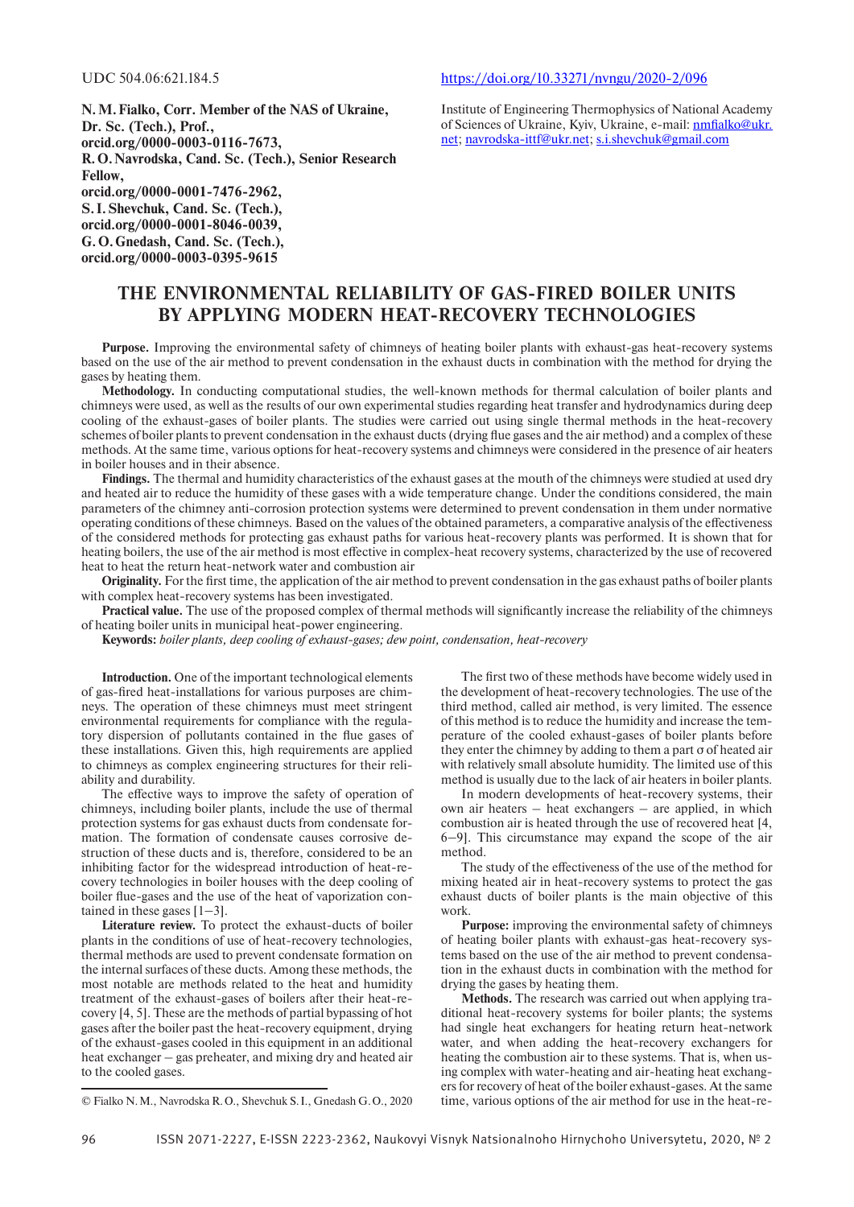UDC 504.06:621.184.5

https://doi.org/10.33271/nvngu/2020-2/096

**N. M. Fialko, Corr. Member of the NAS of Ukraine, Dr. Sc. (Tech.), Prof., orcid.org/0000-0003-0116-7673, R. O. Navrodska, Cand. Sc. (Tech.), Senior Research Fellow, orcid.org/0000-0001-7476-2962, S. I. Shevchuk, Cand. Sc. (Tech.), orcid.org/0000-0001-8046-0039, G. O. Gnedash, Cand. Sc. (Tech.), orcid.org/0000-0003-0395-9615**

Institute of Engineering Thermophysics of National Academy of Sciences of Ukraine, Kyiv, Ukraine, e-mail: nmfialko@ukr.net; navrodska-ittf@ukr.net; s.i.shevchuk@gmail.com

# THE ENVIRONMENTAL RELIABILITY OF GAS-FIRED BOILER UNITS BY APPLYING MODERN HEAT-RECOVERY TECHNOLOGIES

**Purpose.** Improving the environmental safety of chimneys of heating boiler plants with exhaust-gas heat-recovery systems based on the use of the air method to prevent condensation in the exhaust ducts in combination with the method for drying the gases by heating them.

**Methodology.** In conducting computational studies, the well-known methods for thermal calculation of boiler plants and chimneys were used, as well as the results of our own experimental studies regarding heat transfer and hydrodynamics during deep cooling of the exhaust-gases of boiler plants. The studies were carried out using single thermal methods in the heat-recovery schemes of boiler plants to prevent condensation in the exhaust ducts (drying flue gases and the air method) and a complex of these methods. At the same time, various options for heat-recovery systems and chimneys were considered in the presence of air heaters in boiler houses and in their absence.

**Findings.** The thermal and humidity characteristics of the exhaust gases at the mouth of the chimneys were studied at used dry and heated air to reduce the humidity of these gases with a wide temperature change. Under the conditions considered, the main parameters of the chimney anti-corrosion protection systems were determined to prevent condensation in them under normative operating conditions of these chimneys. Based on the values of the obtained parameters, a comparative analysis of the effectiveness of the considered methods for protecting gas exhaust paths for various heat-recovery plants was performed. It is shown that for heating boilers, the use of the air method is most effective in complex-heat recovery systems, characterized by the use of recovered heat to heat the return heat-network water and combustion air

**Originality.** For the first time, the application of the air method to prevent condensation in the gas exhaust paths of boiler plants with complex heat-recovery systems has been investigated.

**Practical value.** The use of the proposed complex of thermal methods will significantly increase the reliability of the chimneys of heating boiler units in municipal heat-power engineering.

**Keywords:** *boiler plants, deep cooling of exhaust-gases; dew point, condensation, heat-recovery*

**Introduction.** One of the important technological elements of gas-fired heat-installations for various purposes are chimneys. The operation of these chimneys must meet stringent environmental requirements for compliance with the regulatory dispersion of pollutants contained in the flue gases of these installations. Given this, high requirements are applied to chimneys as complex engineering structures for their reliability and durability.

The effective ways to improve the safety of operation of chimneys, including boiler plants, include the use of thermal protection systems for gas exhaust ducts from condensate formation. The formation of condensate causes corrosive destruction of these ducts and is, therefore, considered to be an inhibiting factor for the widespread introduction of heat-recovery technologies in boiler houses with the deep cooling of boiler flue-gases and the use of the heat of vaporization contained in these gases [1–3].

**Literature review.** To protect the exhaust-ducts of boiler plants in the conditions of use of heat-recovery technologies, thermal methods are used to prevent condensate formation on the internal surfaces of these ducts. Among these methods, the most notable are methods related to the heat and humidity treatment of the exhaust-gases of boilers after their heat-recovery [4, 5]. These are the methods of partial bypassing of hot gases after the boiler past the heat-recovery equipment, drying of the exhaust-gases cooled in this equipment in an additional heat exchanger – gas preheater, and mixing dry and heated air to the cooled gases.

The first two of these methods have become widely used in the development of heat-recovery technologies. The use of the third method, called air method, is very limited. The essence of this method is to reduce the humidity and increase the temperature of the cooled exhaust-gases of boiler plants before they enter the chimney by adding to them a part $\sigma$ of heated air with relatively small absolute humidity. The limited use of this method is usually due to the lack of air heaters in boiler plants.

In modern developments of heat-recovery systems, their own air heaters – heat exchangers – are applied, in which combustion air is heated through the use of recovered heat [4, 6–9]. This circumstance may expand the scope of the air method.

The study of the effectiveness of the use of the method for mixing heated air in heat-recovery systems to protect the gas exhaust ducts of boiler plants is the main objective of this work.

**Purpose:** improving the environmental safety of chimneys of heating boiler plants with exhaust-gas heat-recovery systems based on the use of the air method to prevent condensation in the exhaust ducts in combination with the method for drying the gases by heating them.

**Methods.** The research was carried out when applying traditional heat-recovery systems for boiler plants; the systems had single heat exchangers for heating return heat-network water, and when adding the heat-recovery exchangers for heating the combustion air to these systems. That is, when using complex with water-heating and air-heating heat exchangers for recovery of heat of the boiler exhaust-gases. At the same time, various options of the air method for use in the heat-re-

© Fialko N. M., Navrodska R. O., Shevchuk S. I., Gnedash G. O., 2020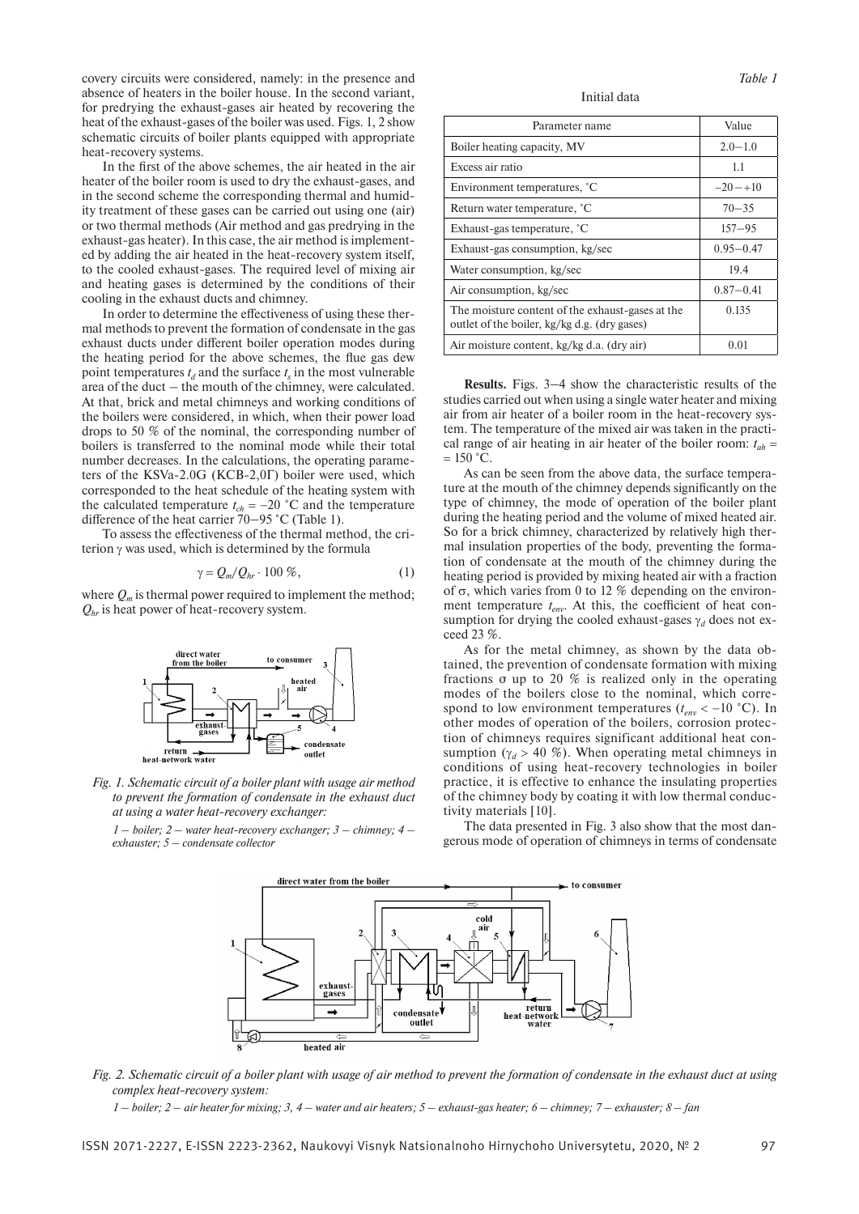covery circuits were considered, namely: in the presence and absence of heaters in the boiler house. In the second variant, for predrying the exhaust-gases air heated by recovering the heat of the exhaust-gases of the boiler was used. Figs. 1, 2 show schematic circuits of boiler plants equipped with appropriate heat-recovery systems.

In the first of the above schemes, the air heated in the air heater of the boiler room is used to dry the exhaust-gases, and in the second scheme the corresponding thermal and humidity treatment of these gases can be carried out using one (air) or two thermal methods (Air method and gas predrying in the exhaust-gas heater). In this case, the air method is implemented by adding the air heated in the heat-recovery system itself, to the cooled exhaust-gases. The required level of mixing air and heating gases is determined by the conditions of their cooling in the exhaust ducts and chimney.

In order to determine the effectiveness of using these thermal methods to prevent the formation of condensate in the gas exhaust ducts under different boiler operation modes during the heating period for the above schemes, the flue gas dew point temperatures $t_d$ and the surface $t_s$ in the most vulnerable area of the duct – the mouth of the chimney, were calculated. At that, brick and metal chimneys and working conditions of the boilers were considered, in which, when their power load drops to 50 % of the nominal, the corresponding number of boilers is transferred to the nominal mode while their total number decreases. In the calculations, the operating parameters of the KSVa-2.0G (КСВ-2,0Г) boiler were used, which corresponded to the heat schedule of the heating system with the calculated temperature $t_{ch}$ = –20 °C and the temperature difference of the heat carrier 70–95 °C (Table 1).

To assess the effectiveness of the thermal method, the criterion $\gamma$ was used, which is determined by the formula

$$\gamma = Q_m/Q_{hr} \cdot 100\ \%, \tag{1}$$

where $Q_m$ is thermal power required to implement the method; $Q_{hr}$ is heat power of heat-recovery system.

direct water from the boiler
to consumer
heated air
exhaust-gases
condensate outlet
return heat-network water
1 2 3 4 5

*Fig. 1. Schematic circuit of a boiler plant with usage air method to prevent the formation of condensate in the exhaust duct at using a water heat-recovery exchanger:*

*1 – boiler; 2 – water heat-recovery exchanger; 3 – chimney; 4 – exhauster; 5 – condensate collector*

*Table 1*

Initial data

| Parameter name | Value |
|---|---|
| Boiler heating capacity, MV | 2.0–1.0 |
| Excess air ratio | 1.1 |
| Environment temperatures, °C | –20 – +10 |
| Return water temperature, °C | 70–35 |
| Exhaust-gas temperature, °C | 157–95 |
| Exhaust-gas consumption, kg/sec | 0.95–0.47 |
| Water consumption, kg/sec | 19.4 |
| Air consumption, kg/sec | 0.87–0.41 |
| The moisture content of the exhaust-gases at the outlet of the boiler, kg/kg d.g. (dry gases) | 0.135 |
| Air moisture content, kg/kg d.a. (dry air) | 0.01 |

**Results.** Figs. 3–4 show the characteristic results of the studies carried out when using a single water heater and mixing air from air heater of a boiler room in the heat-recovery system. The temperature of the mixed air was taken in the practical range of air heating in air heater of the boiler room: $t_{ah}$ = = 150 °C.

As can be seen from the above data, the surface temperature at the mouth of the chimney depends significantly on the type of chimney, the mode of operation of the boiler plant during the heating period and the volume of mixed heated air. So for a brick chimney, characterized by relatively high thermal insulation properties of the body, preventing the formation of condensate at the mouth of the chimney during the heating period is provided by mixing heated air with a fraction of $\sigma$, which varies from 0 to 12 % depending on the environment temperature $t_{env}$. At this, the coefficient of heat consumption for drying the cooled exhaust-gases $\gamma_d$ does not exceed 23 %.

As for the metal chimney, as shown by the data obtained, the prevention of condensate formation with mixing fractions $\sigma$ up to 20 % is realized only in the operating modes of the boilers close to the nominal, which correspond to low environment temperatures ($t_{env}$ < –10 °C). In other modes of operation of the boilers, corrosion protection of chimneys requires significant additional heat consumption ($\gamma_d$ > 40 %). When operating metal chimneys in conditions of using heat-recovery technologies in boiler practice, it is effective to enhance the insulating properties of the chimney body by coating it with low thermal conductivity materials [10].

The data presented in Fig. 3 also show that the most dangerous mode of operation of chimneys in terms of condensate

direct water from the boiler
to consumer
cold air
exhaust-gases
condensate outlet
return heat-network water
heated air
1 2 3 4 5 6 7 8

*Fig. 2. Schematic circuit of a boiler plant with usage of air method to prevent the formation of condensate in the exhaust duct at using complex heat-recovery system:*

*1 – boiler; 2 – air heater for mixing; 3, 4 – water and air heaters; 5 – exhaust-gas heater; 6 – chimney; 7 – exhauster; 8 – fan*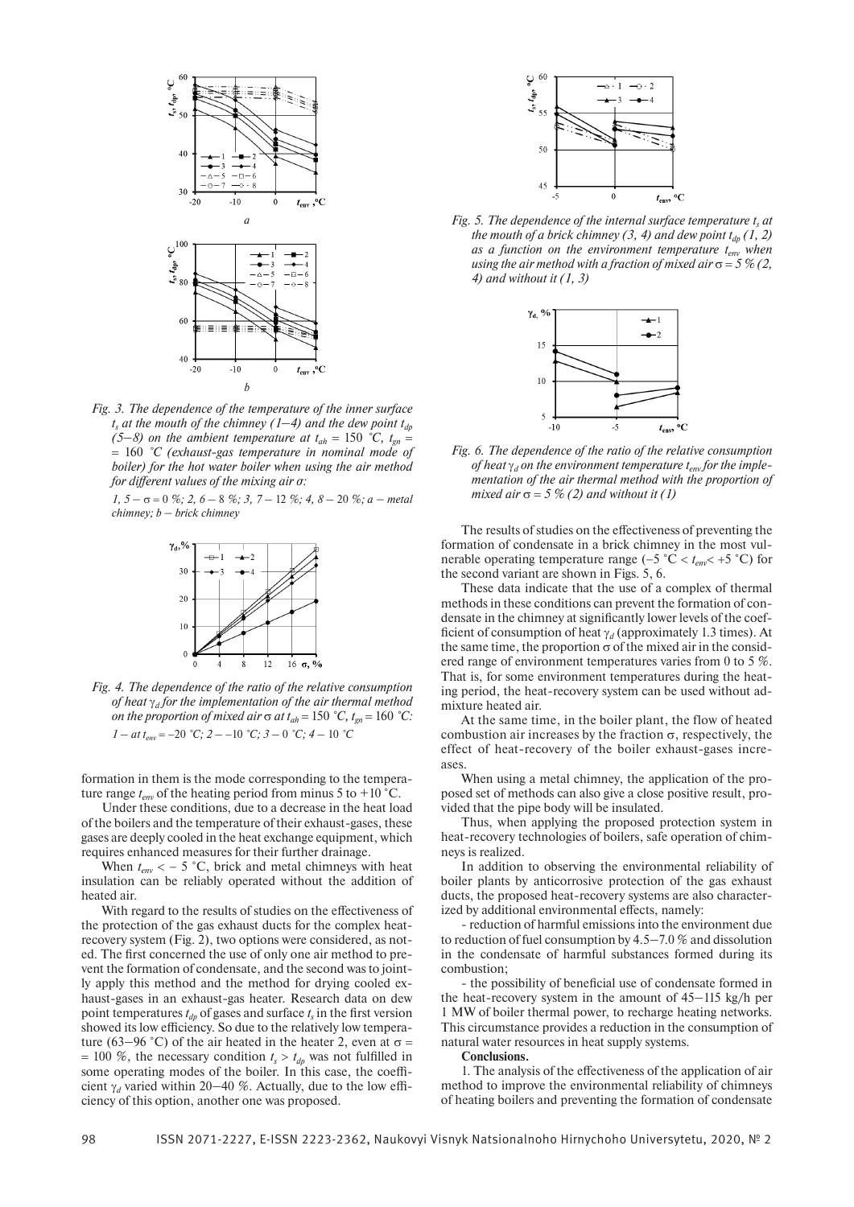$t_s, t_{dp}$, °C

60

50

40

30

-20 -10 0 $t_{env}$, °C

1 2 3 4 5 6 7 8

*a*

$t_s, t_{dp}$, °C

100

80

60

40

-20 -10 0 $t_{env}$, °C

1 2 3 4 5 6 7 8

*b*

*Fig. 3. The dependence of the temperature of the inner surface $t_s$ at the mouth of the chimney (1–4) and the dew point $t_{dp}$ (5–8) on the ambient temperature at $t_{ah}$ = 150 °C, $t_{gn}$ = = 160 °C (exhaust-gas temperature in nominal mode of boiler) for the hot water boiler when using the air method for different values of the mixing air σ:*

*1, 5 – σ = 0 %; 2, 6 – 8 %; 3, 7 – 12 %; 4, 8 – 20 %; a – metal chimney; b – brick chimney*

$\gamma_d$, %

30

20

10

0

0 4 8 12 16 σ, %

1 2 3 4

*Fig. 4. The dependence of the ratio of the relative consumption of heat $\gamma_d$ for the implementation of the air thermal method on the proportion of mixed air σ at $t_{ah}$ = 150 °C, $t_{gn}$ = 160 °C:*

*1 – at $t_{env}$ = –20 °C; 2 – –10 °C; 3 – 0 °C; 4 – 10 °C*

formation in them is the mode corresponding to the temperature range $t_{env}$ of the heating period from minus 5 to +10 °C.

Under these conditions, due to a decrease in the heat load of the boilers and the temperature of their exhaust-gases, these gases are deeply cooled in the heat exchange equipment, which requires enhanced measures for their further drainage.

When $t_{env}$ < – 5 °C, brick and metal chimneys with heat insulation can be reliably operated without the addition of heated air.

With regard to the results of studies on the effectiveness of the protection of the gas exhaust ducts for the complex heat-recovery system (Fig. 2), two options were considered, as noted. The first concerned the use of only one air method to prevent the formation of condensate, and the second was to jointly apply this method and the method for drying cooled exhaust-gases in an exhaust-gas heater. Research data on dew point temperatures $t_{dp}$ of gases and surface $t_s$ in the first version showed its low efficiency. So due to the relatively low temperature (63–96 °C) of the air heated in the heater 2, even at σ = = 100 %, the necessary condition $t_s > t_{dp}$ was not fulfilled in some operating modes of the boiler. In this case, the coefficient $\gamma_d$ varied within 20–40 %. Actually, due to the low efficiency of this option, another one was proposed.

$t_s, t_{dp}$, °C

60

55

50

45

-5 0 $t_{env}$, °C

1 2 3 4

*Fig. 5. The dependence of the internal surface temperature $t_s$ at the mouth of a brick chimney (3, 4) and dew point $t_{dp}$ (1, 2) as a function on the environment temperature $t_{env}$ when using the air method with a fraction of mixed air σ = 5 % (2, 4) and without it (1, 3)*

$\gamma_d$, %

15

10

5

-10 -5 $t_{env}$, °C

1 2

*Fig. 6. The dependence of the ratio of the relative consumption of heat $\gamma_d$ on the environment temperature $t_{env}$ for the implementation of the air thermal method with the proportion of mixed air σ = 5 % (2) and without it (1)*

The results of studies on the effectiveness of preventing the formation of condensate in a brick chimney in the most vulnerable operating temperature range (–5 °C < $t_{env}$ < +5 °C) for the second variant are shown in Figs. 5, 6.

These data indicate that the use of a complex of thermal methods in these conditions can prevent the formation of condensate in the chimney at significantly lower levels of the coefficient of consumption of heat $\gamma_d$ (approximately 1.3 times). At the same time, the proportion σ of the mixed air in the considered range of environment temperatures varies from 0 to 5 %. That is, for some environment temperatures during the heating period, the heat-recovery system can be used without admixture heated air.

At the same time, in the boiler plant, the flow of heated combustion air increases by the fraction σ, respectively, the effect of heat-recovery of the boiler exhaust-gases increases.

When using a metal chimney, the application of the proposed set of methods can also give a close positive result, provided that the pipe body will be insulated.

Thus, when applying the proposed protection system in heat-recovery technologies of boilers, safe operation of chimneys is realized.

In addition to observing the environmental reliability of boiler plants by anticorrosive protection of the gas exhaust ducts, the proposed heat-recovery systems are also characterized by additional environmental effects, namely:

- reduction of harmful emissions into the environment due to reduction of fuel consumption by 4.5–7.0 % and dissolution in the condensate of harmful substances formed during its combustion;
- the possibility of beneficial use of condensate formed in the heat-recovery system in the amount of 45–115 kg/h per 1 MW of boiler thermal power, to recharge heating networks. This circumstance provides a reduction in the consumption of natural water resources in heat supply systems.

**Conclusions.**

1. The analysis of the effectiveness of the application of air method to improve the environmental reliability of chimneys of heating boilers and preventing the formation of condensate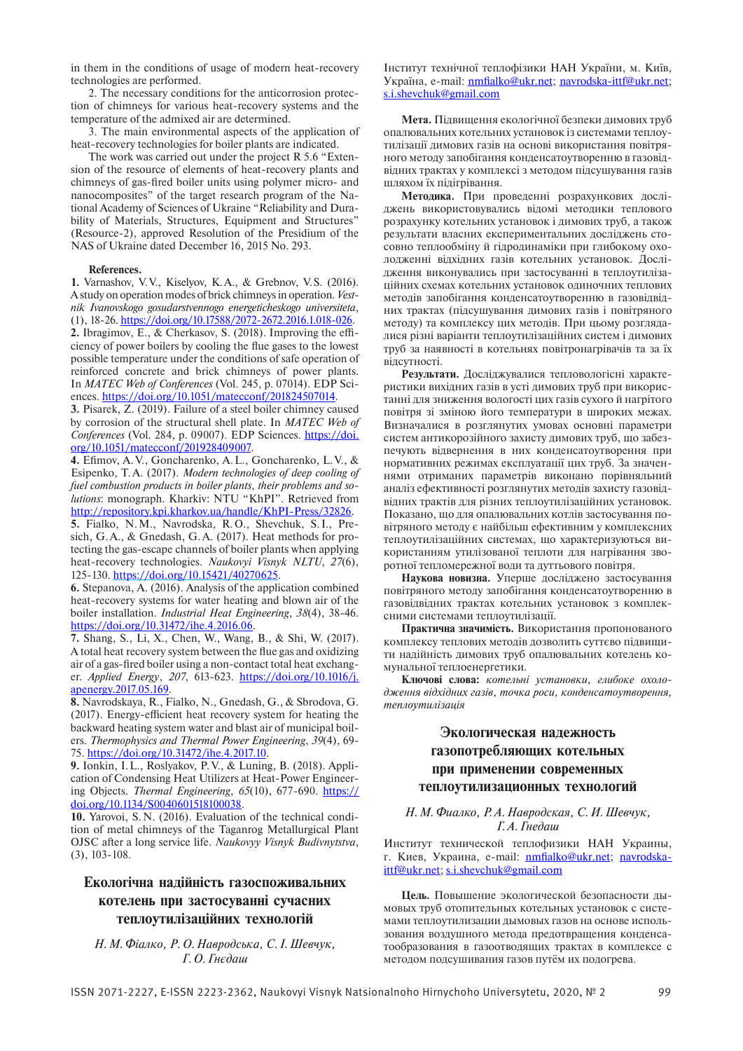in them in the conditions of usage of modern heat-recovery technologies are performed.

2. The necessary conditions for the anticorrosion protection of chimneys for various heat-recovery systems and the temperature of the admixed air are determined.

3. The main environmental aspects of the application of heat-recovery technologies for boiler plants are indicated.

The work was carried out under the project R 5.6 "Extension of the resource of elements of heat-recovery plants and chimneys of gas-fired boiler units using polymer micro- and nanocomposites" of the target research program of the National Academy of Sciences of Ukraine "Reliability and Durability of Materials, Structures, Equipment and Structures" (Resource-2), approved Resolution of the Presidium of the NAS of Ukraine dated December 16, 2015 No. 293.

**References.**

**1.** Varnashov, V.V., Kiselyov, K.A., & Grebnov, V.S. (2016). A study on operation modes of brick chimneys in operation. *Vestnik Ivanovskogo gosudarstvennogo energeticheskogo universiteta*, (1), 18-26. https://doi.org/10.17588/2072-2672.2016.1.018-026.

**2.** Ibragimov, E., & Cherkasov, S. (2018). Improving the efficiency of power boilers by cooling the flue gases to the lowest possible temperature under the conditions of safe operation of reinforced concrete and brick chimneys of power plants. In *MATEC Web of Conferences* (Vol. 245, p. 07014). EDP Sciences. https://doi.org/10.1051/matecconf/201824507014.

**3.** Pisarek, Z. (2019). Failure of a steel boiler chimney caused by corrosion of the structural shell plate. In *MATEC Web of Conferences* (Vol. 284, p. 09007). EDP Sciences. https://doi.org/10.1051/matecconf/201928409007.

**4.** Efimov, A.V., Goncharenko, A.L., Goncharenko, L.V., & Esipenko, T.A. (2017). *Modern technologies of deep cooling of fuel combustion products in boiler plants, their problems and solutions*: monograph. Kharkiv: NTU "KhPI". Retrieved from http://repository.kpi.kharkov.ua/handle/KhPI-Press/32826.

**5.** Fialko, N.M., Navrodska, R.O., Shevchuk, S.I., Presich, G.A., & Gnedash, G.A. (2017). Heat methods for protecting the gas-escape channels of boiler plants when applying heat-recovery technologies. *Naukovyi Visnyk NLTU*, *27*(6), 125-130. https://doi.org/10.15421/40270625.

**6.** Stepanova, A. (2016). Analysis of the application combined heat-recovery systems for water heating and blown air of the boiler installation. *Industrial Heat Engineering*, *38*(4), 38-46. https://doi.org/10.31472/ihe.4.2016.06.

**7.** Shang, S., Li, X., Chen, W., Wang, B., & Shi, W. (2017). A total heat recovery system between the flue gas and oxidizing air of a gas-fired boiler using a non-contact total heat exchanger. *Applied Energy*, *207*, 613-623. https://doi.org/10.1016/j.apenergy.2017.05.169.

**8.** Navrodskaya, R., Fialko, N., Gnedash, G., & Sbrodova, G. (2017). Energy-efficient heat recovery system for heating the backward heating system water and blast air of municipal boilers. *Thermophysics and Thermal Power Engineering*, *39*(4), 69-75. https://doi.org/10.31472/ihe.4.2017.10.

**9.** Ionkin, I.L., Roslyakov, P.V., & Luning, B. (2018). Application of Condensing Heat Utilizers at Heat-Power Engineering Objects. *Thermal Engineering*, *65*(10), 677-690. https://doi.org/10.1134/S0040601518100038.

**10.** Yarovoi, S.N. (2016). Evaluation of the technical condition of metal chimneys of the Taganrog Metallurgical Plant OJSC after a long service life. *Naukovyy Visnyk Budivnytstva*, (3), 103-108.

## Екологічна надійність газоспоживальних котелень при застосуванні сучасних теплоутилізаційних технологій

*Н. М. Фіалко, Р. О. Навродська, С. І. Шевчук, Г. О. Гнєдаш*

Інститут технічної теплофізики НАН України, м. Київ, Україна, e-mail: nmfialko@ukr.net; navrodska-ittf@ukr.net; s.i.shevchuk@gmail.com

**Мета.** Підвищення екологічної безпеки димових труб опалювальних котельних установок із системами теплоутилізації димових газів на основі використання повітряного методу запобігання конденсатоутворенню в газовідвідних трактах у комплексі з методом підсушування газів шляхом їх підігрівання.

**Методика.** При проведенні розрахункових досліджень використовувались відомі методики теплового розрахунку котельних установок і димових труб, а також результати власних експериментальних досліджень стосовно теплообміну й гідродинаміки при глибокому охолодженні відхідних газів котельних установок. Дослідження виконувались при застосуванні в теплоутилізаційних схемах котельних установок одиночних теплових методів запобігання конденсатоутворенню в газовідвідних трактах (підсушування димових газів і повітряного методу) та комплексу цих методів. При цьому розглядалися різні варіанти теплоутилізаційних систем і димових труб за наявності в котельнях повітронагрівачів та за їх відсутності.

**Результати.** Досліджувалися тепловологісні характеристики вихідних газів в усті димових труб при використанні для зниження вологості цих газів сухого й нагрітого повітря зі зміною його температури в широких межах. Визначалися в розглянутих умовах основні параметри систем антикорозійного захисту димових труб, що забезпечують відвернення в них конденсатоутворення при нормативних режимах експлуатації цих труб. За значеннями отриманих параметрів виконано порівняльний аналіз ефективності розглянутих методів захисту газовідвідних трактів для різних теплоутилізаційних установок. Показано, що для опалювальних котлів застосування повітряного методу є найбільш ефективним у комплексних теплоутилізаційних системах, що характеризуються використанням утилізованої теплоти для нагрівання зворотної тепломережної води та дуттьового повітря.

**Наукова новизна.** Уперше досліджено застосування повітряного методу запобігання конденсатоутворенню в газовідвідних трактах котельних установок з комплексними системами теплоутилізації.

**Практична значимість.** Використання пропонованого комплексу теплових методів дозволить суттєво підвищити надійність димових труб опалювальних котелень комунальної теплоенергетики.

**Ключові слова:** *котельні установки, глибоке охолодження відхідних газів, точка роси, конденсатоутворення, теплоутилізація*

## Экологическая надежность газопотребляющих котельных при применении современных теплоутилизационных технологий

*Н. М. Фиалко, Р. А. Навродская, С. И. Шевчук, Г. А. Гнедаш*

Институт технической теплофизики НАН Украины, г. Киев, Украина, e-mail: nmfialko@ukr.net; navrodska-ittf@ukr.net; s.i.shevchuk@gmail.com

**Цель.** Повышение экологической безопасности дымовых труб отопительных котельных установок с системами теплоутилизации дымовых газов на основе использования воздушного метода предотвращения конденсатообразования в газоотводящих трактах в комплексе с методом подсушивания газов путём их подогрева.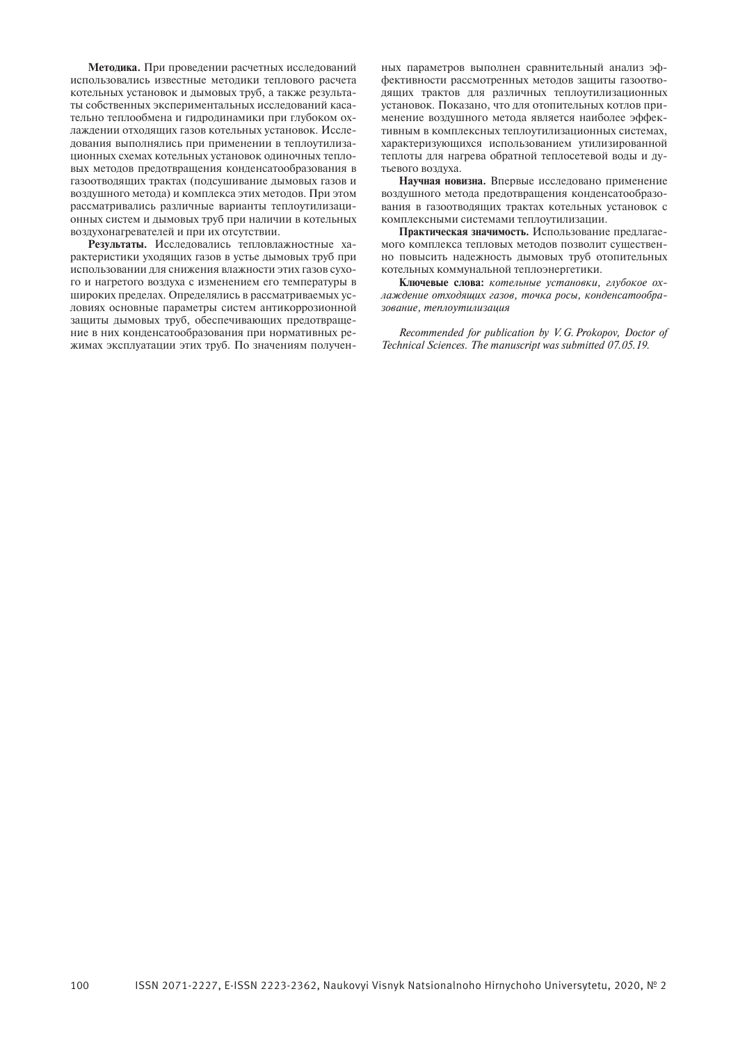**Методика.** При проведении расчетных исследований использовались известные методики теплового расчета котельных установок и дымовых труб, а также результаты собственных экспериментальных исследований касательно теплообмена и гидродинамики при глубоком охлаждении отходящих газов котельных установок. Исследования выполнялись при применении в теплоутилизационных схемах котельных установок одиночных тепловых методов предотвращения конденсатообразования в газоотводящих трактах (подсушивание дымовых газов и воздушного метода) и комплекса этих методов. При этом рассматривались различные варианты теплоутилизационных систем и дымовых труб при наличии в котельных воздухонагревателей и при их отсутствии.

**Результаты.** Исследовались тепловлажностные характеристики уходящих газов в устье дымовых труб при использовании для снижения влажности этих газов сухого и нагретого воздуха с изменением его температуры в широких пределах. Определялись в рассматриваемых условиях основные параметры систем антикоррозионной защиты дымовых труб, обеспечивающих предотвращение в них конденсатообразования при нормативных режимах эксплуатации этих труб. По значениям полученных параметров выполнен сравнительный анализ эффективности рассмотренных методов защиты газоотводящих трактов для различных теплоутилизационных установок. Показано, что для отопительных котлов применение воздушного метода является наиболее эффективным в комплексных теплоутилизационных системах, характеризующихся использованием утилизированной теплоты для нагрева обратной теплосетевой воды и дутьевого воздуха.

**Научная новизна.** Впервые исследовано применение воздушного метода предотвращения конденсатообразования в газоотводящих трактах котельных установок с комплексными системами теплоутилизации.

**Практическая значимость.** Использование предлагаемого комплекса тепловых методов позволит существенно повысить надежность дымовых труб отопительных котельных коммунальной теплоэнергетики.

**Ключевые слова:** *котельные установки, глубокое охлаждение отходящих газов, точка росы, конденсатообразование, теплоутилизация*

*Recommended for publication by V. G. Prokopov, Doctor of Technical Sciences. The manuscript was submitted 07.05.19.*